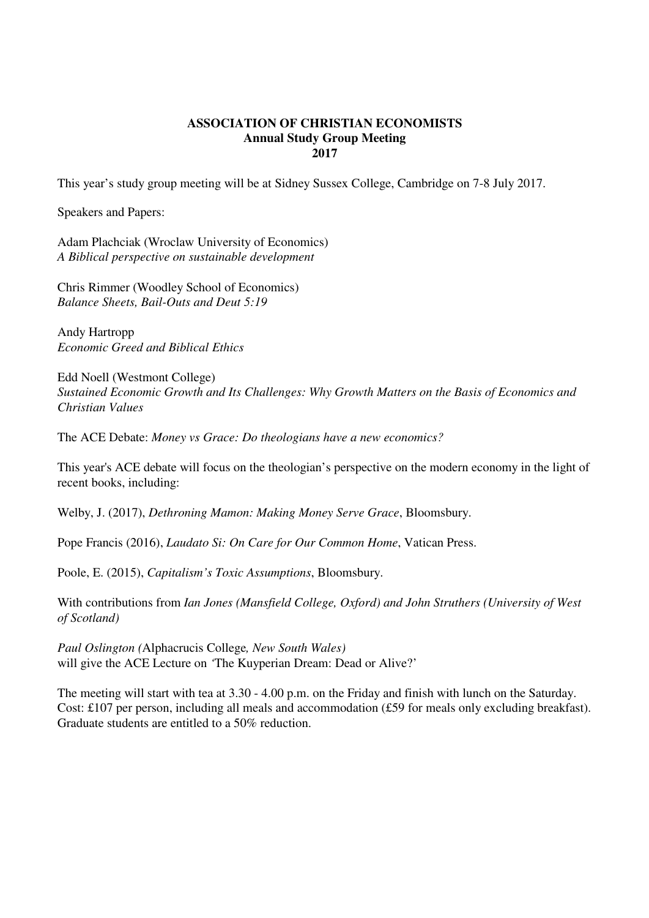# ASSOCIATION OF CHRISTIAN ECONOMISTS
## Annual Study Group Meeting
## 2017

This year's study group meeting will be at Sidney Sussex College, Cambridge on 7-8 July 2017.

Speakers and Papers:

Adam Plachciak (Wroclaw University of Economics)
*A Biblical perspective on sustainable development*

Chris Rimmer (Woodley School of Economics)
*Balance Sheets, Bail-Outs and Deut 5:19*

Andy Hartropp
*Economic Greed and Biblical Ethics*

Edd Noell (Westmont College)
*Sustained Economic Growth and Its Challenges: Why Growth Matters on the Basis of Economics and Christian Values*

The ACE Debate: *Money vs Grace: Do theologians have a new economics?*

This year's ACE debate will focus on the theologian's perspective on the modern economy in the light of recent books, including:

Welby, J. (2017), *Dethroning Mamon: Making Money Serve Grace*, Bloomsbury.

Pope Francis (2016), *Laudato Si: On Care for Our Common Home*, Vatican Press.

Poole, E. (2015), *Capitalism's Toxic Assumptions*, Bloomsbury.

With contributions from *Ian Jones (Mansfield College, Oxford) and John Struthers (University of West of Scotland)*

*Paul Oslington (*Alphacrucis College*, New South Wales)*
will give the ACE Lecture on 'The Kuyperian Dream: Dead or Alive?'

The meeting will start with tea at 3.30 - 4.00 p.m. on the Friday and finish with lunch on the Saturday. Cost: £107 per person, including all meals and accommodation (£59 for meals only excluding breakfast). Graduate students are entitled to a 50% reduction.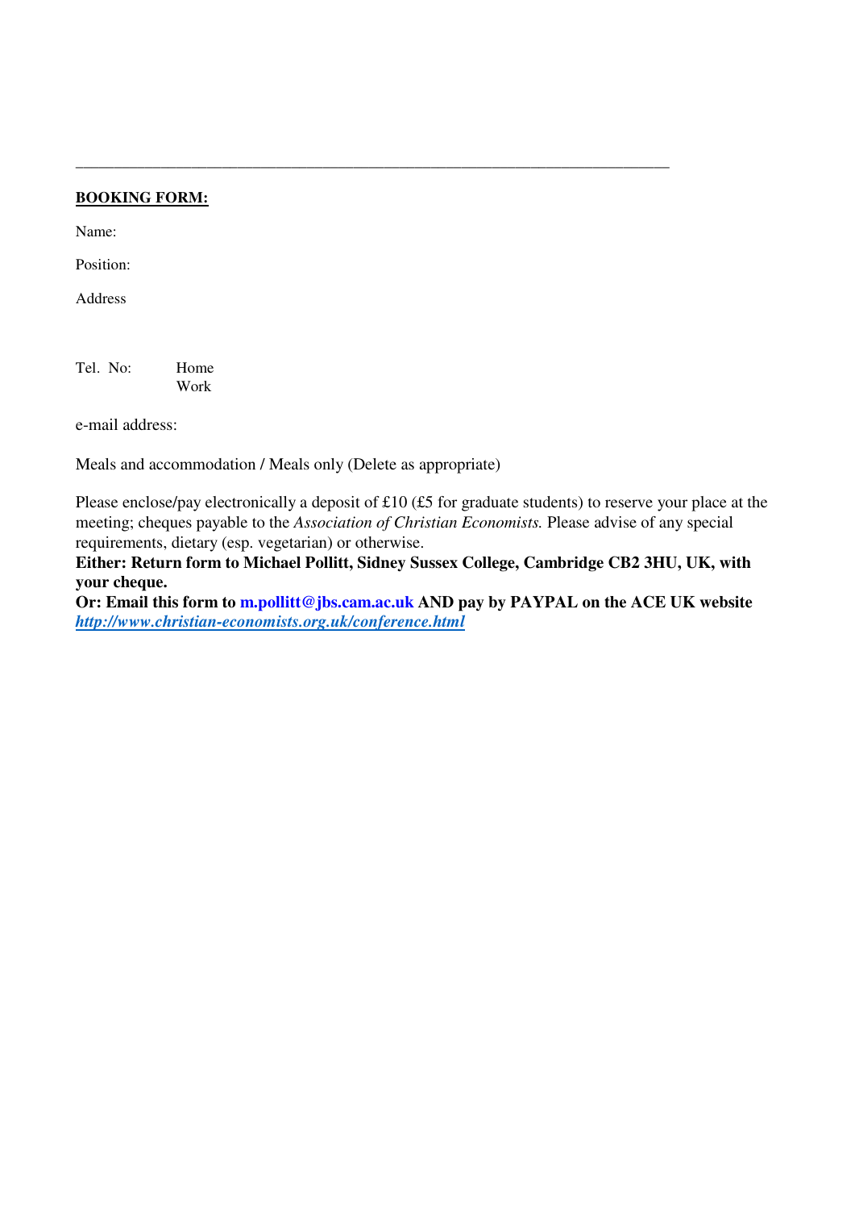---

**BOOKING FORM:**

Name:

Position:

Address

Tel. No: Home
Work

e-mail address:

Meals and accommodation / Meals only (Delete as appropriate)

Please enclose/pay electronically a deposit of £10 (£5 for graduate students) to reserve your place at the meeting; cheques payable to the *Association of Christian Economists.* Please advise of any special requirements, dietary (esp. vegetarian) or otherwise.

**Either: Return form to Michael Pollitt, Sidney Sussex College, Cambridge CB2 3HU, UK, with your cheque.**

**Or: Email this form to m.pollitt@jbs.cam.ac.uk AND pay by PAYPAL on the ACE UK website** ***http://www.christian-economists.org.uk/conference.html***